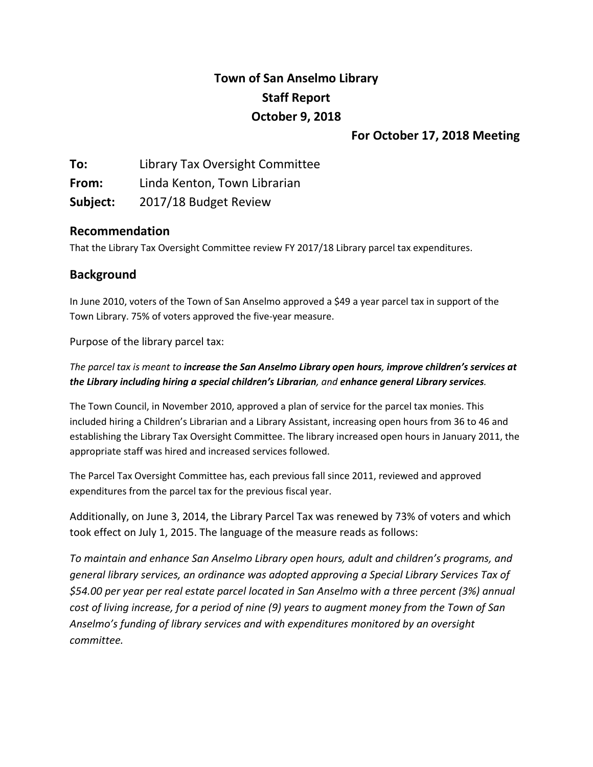# Town of San Anselmo Library
# Staff Report
# October 9, 2018

**For October 17, 2018 Meeting**

**To:** Library Tax Oversight Committee
**From:** Linda Kenton, Town Librarian
**Subject:** 2017/18 Budget Review

## Recommendation

That the Library Tax Oversight Committee review FY 2017/18 Library parcel tax expenditures.

## Background

In June 2010, voters of the Town of San Anselmo approved a $49 a year parcel tax in support of the Town Library. 75% of voters approved the five-year measure.

Purpose of the library parcel tax:

*The parcel tax is meant to* ***increase the San Anselmo Library open hours****,* ***improve children's services at the Library including hiring a special children's Librarian****, and* ***enhance general Library services****.*

The Town Council, in November 2010, approved a plan of service for the parcel tax monies. This included hiring a Children's Librarian and a Library Assistant, increasing open hours from 36 to 46 and establishing the Library Tax Oversight Committee. The library increased open hours in January 2011, the appropriate staff was hired and increased services followed.

The Parcel Tax Oversight Committee has, each previous fall since 2011, reviewed and approved expenditures from the parcel tax for the previous fiscal year.

Additionally, on June 3, 2014, the Library Parcel Tax was renewed by 73% of voters and which took effect on July 1, 2015. The language of the measure reads as follows:

*To maintain and enhance San Anselmo Library open hours, adult and children's programs, and general library services, an ordinance was adopted approving a Special Library Services Tax of $54.00 per year per real estate parcel located in San Anselmo with a three percent (3%) annual cost of living increase, for a period of nine (9) years to augment money from the Town of San Anselmo's funding of library services and with expenditures monitored by an oversight committee.*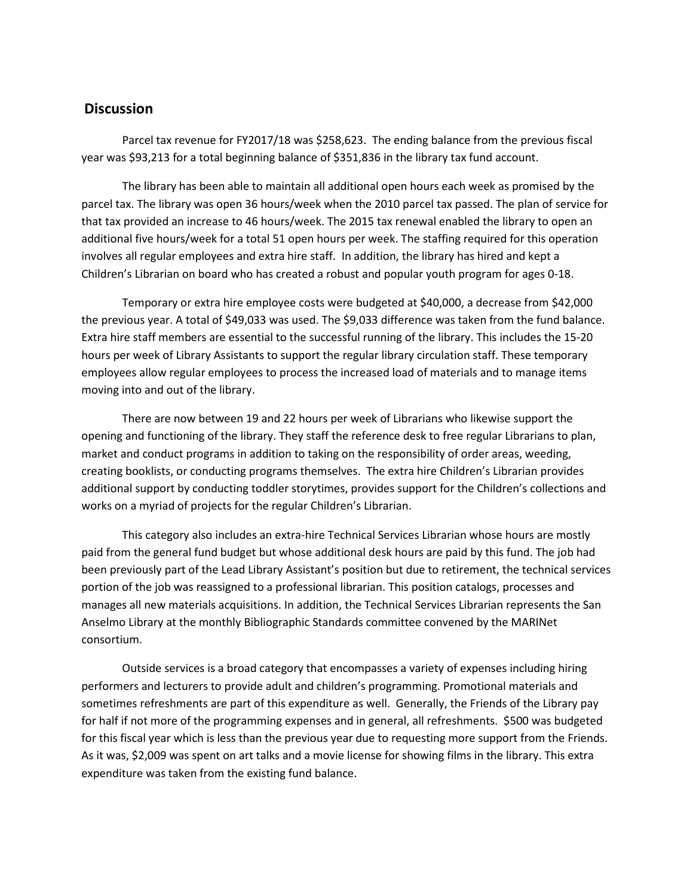## Discussion

Parcel tax revenue for FY2017/18 was $258,623. The ending balance from the previous fiscal year was $93,213 for a total beginning balance of $351,836 in the library tax fund account.

The library has been able to maintain all additional open hours each week as promised by the parcel tax. The library was open 36 hours/week when the 2010 parcel tax passed. The plan of service for that tax provided an increase to 46 hours/week. The 2015 tax renewal enabled the library to open an additional five hours/week for a total 51 open hours per week. The staffing required for this operation involves all regular employees and extra hire staff. In addition, the library has hired and kept a Children's Librarian on board who has created a robust and popular youth program for ages 0-18.

Temporary or extra hire employee costs were budgeted at $40,000, a decrease from $42,000 the previous year. A total of $49,033 was used. The $9,033 difference was taken from the fund balance. Extra hire staff members are essential to the successful running of the library. This includes the 15-20 hours per week of Library Assistants to support the regular library circulation staff. These temporary employees allow regular employees to process the increased load of materials and to manage items moving into and out of the library.

There are now between 19 and 22 hours per week of Librarians who likewise support the opening and functioning of the library. They staff the reference desk to free regular Librarians to plan, market and conduct programs in addition to taking on the responsibility of order areas, weeding, creating booklists, or conducting programs themselves. The extra hire Children's Librarian provides additional support by conducting toddler storytimes, provides support for the Children's collections and works on a myriad of projects for the regular Children's Librarian.

This category also includes an extra-hire Technical Services Librarian whose hours are mostly paid from the general fund budget but whose additional desk hours are paid by this fund. The job had been previously part of the Lead Library Assistant's position but due to retirement, the technical services portion of the job was reassigned to a professional librarian. This position catalogs, processes and manages all new materials acquisitions. In addition, the Technical Services Librarian represents the San Anselmo Library at the monthly Bibliographic Standards committee convened by the MARINet consortium.

Outside services is a broad category that encompasses a variety of expenses including hiring performers and lecturers to provide adult and children's programming. Promotional materials and sometimes refreshments are part of this expenditure as well. Generally, the Friends of the Library pay for half if not more of the programming expenses and in general, all refreshments. $500 was budgeted for this fiscal year which is less than the previous year due to requesting more support from the Friends. As it was, $2,009 was spent on art talks and a movie license for showing films in the library. This extra expenditure was taken from the existing fund balance.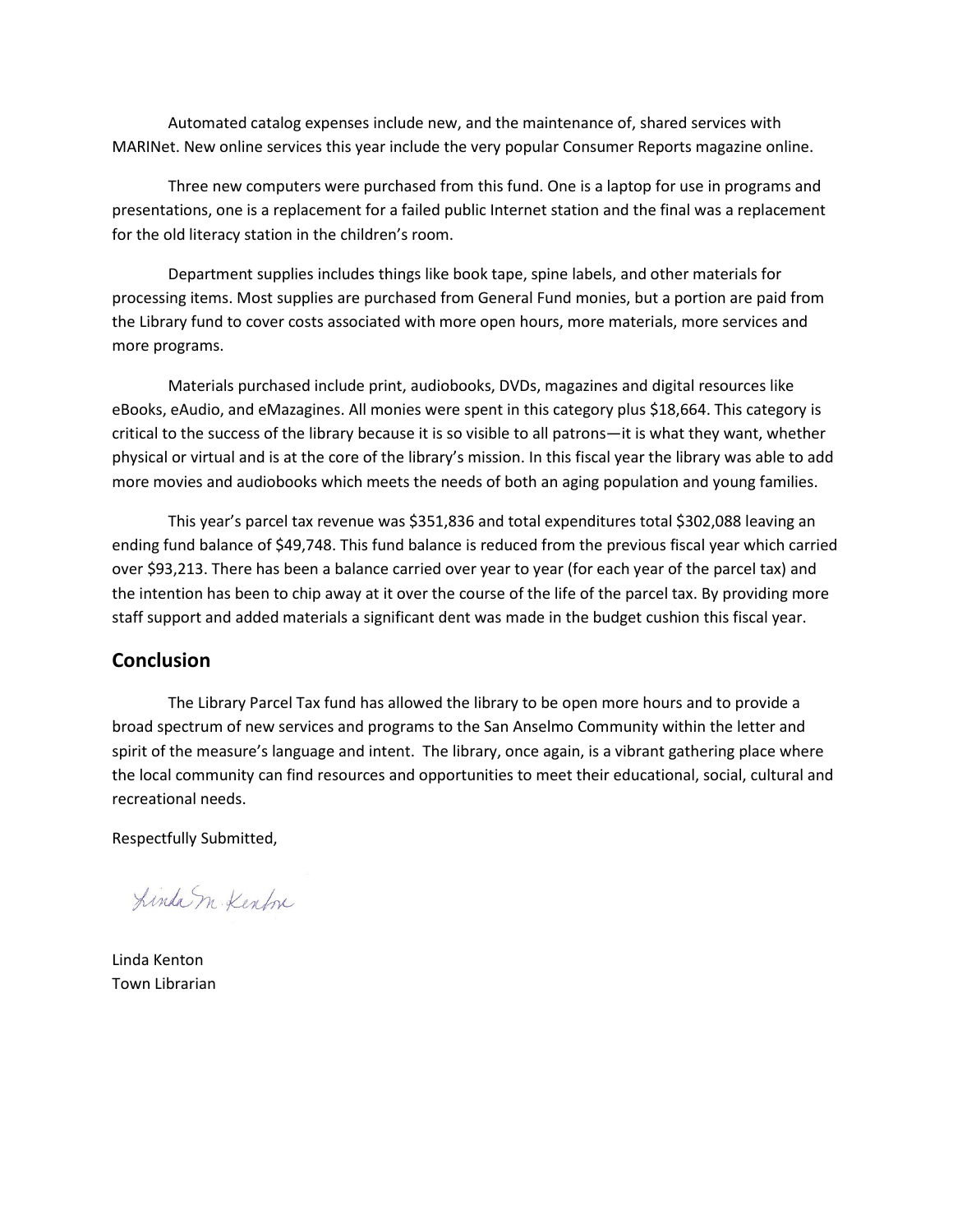Automated catalog expenses include new, and the maintenance of, shared services with MARINet. New online services this year include the very popular Consumer Reports magazine online.

Three new computers were purchased from this fund. One is a laptop for use in programs and presentations, one is a replacement for a failed public Internet station and the final was a replacement for the old literacy station in the children's room.

Department supplies includes things like book tape, spine labels, and other materials for processing items. Most supplies are purchased from General Fund monies, but a portion are paid from the Library fund to cover costs associated with more open hours, more materials, more services and more programs.

Materials purchased include print, audiobooks, DVDs, magazines and digital resources like eBooks, eAudio, and eMazagines. All monies were spent in this category plus $18,664. This category is critical to the success of the library because it is so visible to all patrons—it is what they want, whether physical or virtual and is at the core of the library's mission. In this fiscal year the library was able to add more movies and audiobooks which meets the needs of both an aging population and young families.

This year's parcel tax revenue was $351,836 and total expenditures total $302,088 leaving an ending fund balance of $49,748. This fund balance is reduced from the previous fiscal year which carried over $93,213. There has been a balance carried over year to year (for each year of the parcel tax) and the intention has been to chip away at it over the course of the life of the parcel tax. By providing more staff support and added materials a significant dent was made in the budget cushion this fiscal year.

## Conclusion

The Library Parcel Tax fund has allowed the library to be open more hours and to provide a broad spectrum of new services and programs to the San Anselmo Community within the letter and spirit of the measure's language and intent. The library, once again, is a vibrant gathering place where the local community can find resources and opportunities to meet their educational, social, cultural and recreational needs.

Respectfully Submitted,

Linda M. Kenton

Linda Kenton
Town Librarian